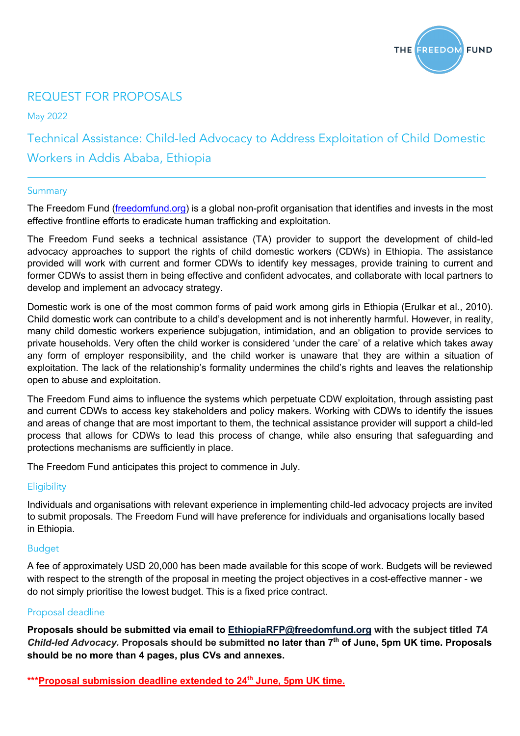THE FREEDOM FUND

# REQUEST FOR PROPOSALS

May 2022

## Technical Assistance: Child-led Advocacy to Address Exploitation of Child Domestic Workers in Addis Ababa, Ethiopia

---

### Summary

The Freedom Fund (freedomfund.org) is a global non-profit organisation that identifies and invests in the most effective frontline efforts to eradicate human trafficking and exploitation.

The Freedom Fund seeks a technical assistance (TA) provider to support the development of child-led advocacy approaches to support the rights of child domestic workers (CDWs) in Ethiopia. The assistance provided will work with current and former CDWs to identify key messages, provide training to current and former CDWs to assist them in being effective and confident advocates, and collaborate with local partners to develop and implement an advocacy strategy.

Domestic work is one of the most common forms of paid work among girls in Ethiopia (Erulkar et al., 2010). Child domestic work can contribute to a child's development and is not inherently harmful. However, in reality, many child domestic workers experience subjugation, intimidation, and an obligation to provide services to private households. Very often the child worker is considered 'under the care' of a relative which takes away any form of employer responsibility, and the child worker is unaware that they are within a situation of exploitation. The lack of the relationship's formality undermines the child's rights and leaves the relationship open to abuse and exploitation.

The Freedom Fund aims to influence the systems which perpetuate CDW exploitation, through assisting past and current CDWs to access key stakeholders and policy makers. Working with CDWs to identify the issues and areas of change that are most important to them, the technical assistance provider will support a child-led process that allows for CDWs to lead this process of change, while also ensuring that safeguarding and protections mechanisms are sufficiently in place.

The Freedom Fund anticipates this project to commence in July.

### Eligibility

Individuals and organisations with relevant experience in implementing child-led advocacy projects are invited to submit proposals. The Freedom Fund will have preference for individuals and organisations locally based in Ethiopia.

### Budget

A fee of approximately USD 20,000 has been made available for this scope of work. Budgets will be reviewed with respect to the strength of the proposal in meeting the project objectives in a cost-effective manner - we do not simply prioritise the lowest budget. This is a fixed price contract.

### Proposal deadline

**Proposals should be submitted via email to EthiopiaRFP@freedomfund.org with the subject titled *TA Child-led Advocacy.* Proposals should be submitted no later than 7th of June, 5pm UK time. Proposals should be no more than 4 pages, plus CVs and annexes.**

**\*\*\*Proposal submission deadline extended to 24th June, 5pm UK time.**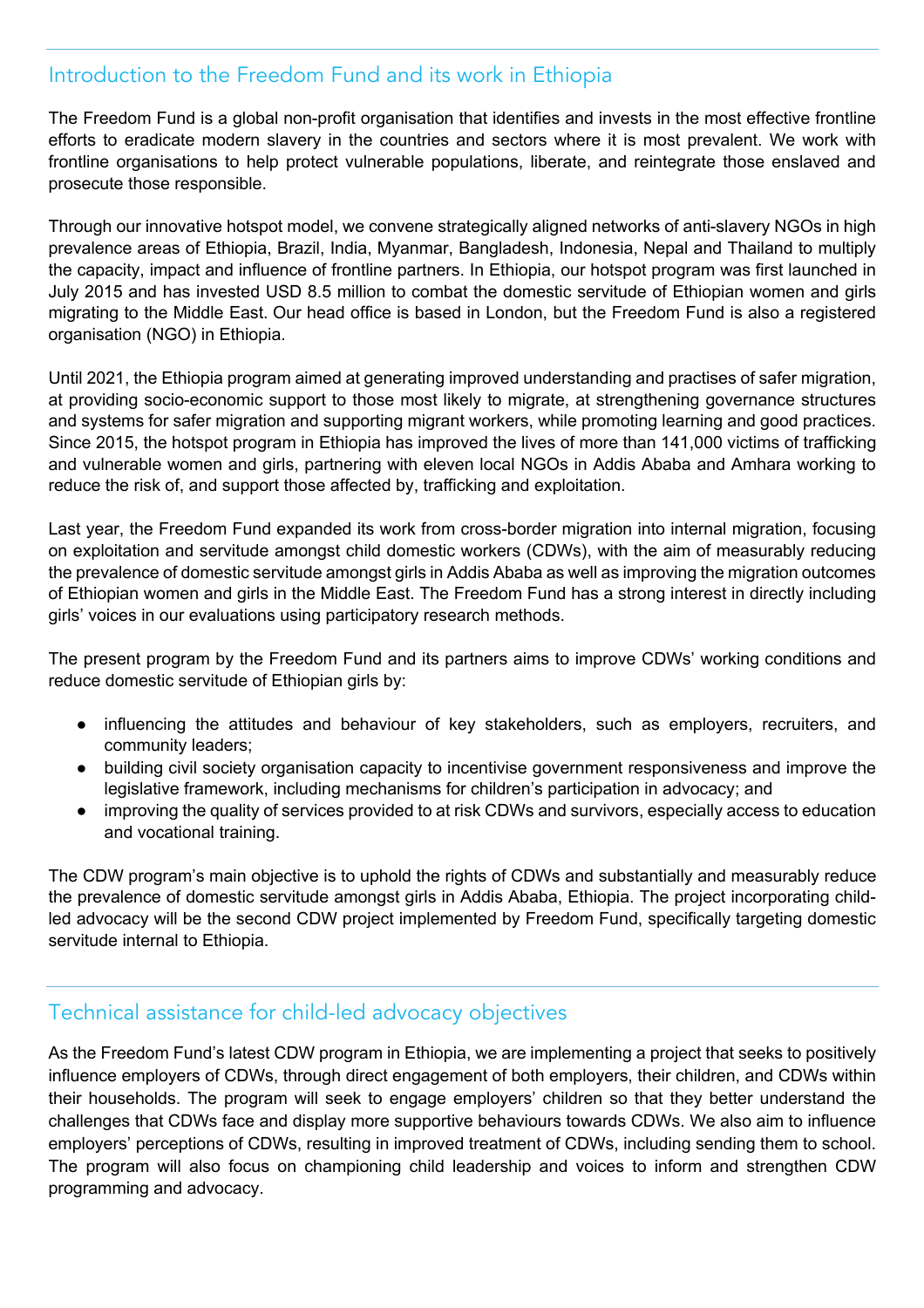## Introduction to the Freedom Fund and its work in Ethiopia

The Freedom Fund is a global non-profit organisation that identifies and invests in the most effective frontline efforts to eradicate modern slavery in the countries and sectors where it is most prevalent. We work with frontline organisations to help protect vulnerable populations, liberate, and reintegrate those enslaved and prosecute those responsible.

Through our innovative hotspot model, we convene strategically aligned networks of anti-slavery NGOs in high prevalence areas of Ethiopia, Brazil, India, Myanmar, Bangladesh, Indonesia, Nepal and Thailand to multiply the capacity, impact and influence of frontline partners. In Ethiopia, our hotspot program was first launched in July 2015 and has invested USD 8.5 million to combat the domestic servitude of Ethiopian women and girls migrating to the Middle East. Our head office is based in London, but the Freedom Fund is also a registered organisation (NGO) in Ethiopia.

Until 2021, the Ethiopia program aimed at generating improved understanding and practises of safer migration, at providing socio-economic support to those most likely to migrate, at strengthening governance structures and systems for safer migration and supporting migrant workers, while promoting learning and good practices. Since 2015, the hotspot program in Ethiopia has improved the lives of more than 141,000 victims of trafficking and vulnerable women and girls, partnering with eleven local NGOs in Addis Ababa and Amhara working to reduce the risk of, and support those affected by, trafficking and exploitation.

Last year, the Freedom Fund expanded its work from cross-border migration into internal migration, focusing on exploitation and servitude amongst child domestic workers (CDWs), with the aim of measurably reducing the prevalence of domestic servitude amongst girls in Addis Ababa as well as improving the migration outcomes of Ethiopian women and girls in the Middle East. The Freedom Fund has a strong interest in directly including girls' voices in our evaluations using participatory research methods.

The present program by the Freedom Fund and its partners aims to improve CDWs' working conditions and reduce domestic servitude of Ethiopian girls by:

- influencing the attitudes and behaviour of key stakeholders, such as employers, recruiters, and community leaders;
- building civil society organisation capacity to incentivise government responsiveness and improve the legislative framework, including mechanisms for children's participation in advocacy; and
- improving the quality of services provided to at risk CDWs and survivors, especially access to education and vocational training.

The CDW program's main objective is to uphold the rights of CDWs and substantially and measurably reduce the prevalence of domestic servitude amongst girls in Addis Ababa, Ethiopia. The project incorporating child-led advocacy will be the second CDW project implemented by Freedom Fund, specifically targeting domestic servitude internal to Ethiopia.

## Technical assistance for child-led advocacy objectives

As the Freedom Fund's latest CDW program in Ethiopia, we are implementing a project that seeks to positively influence employers of CDWs, through direct engagement of both employers, their children, and CDWs within their households. The program will seek to engage employers' children so that they better understand the challenges that CDWs face and display more supportive behaviours towards CDWs. We also aim to influence employers' perceptions of CDWs, resulting in improved treatment of CDWs, including sending them to school. The program will also focus on championing child leadership and voices to inform and strengthen CDW programming and advocacy.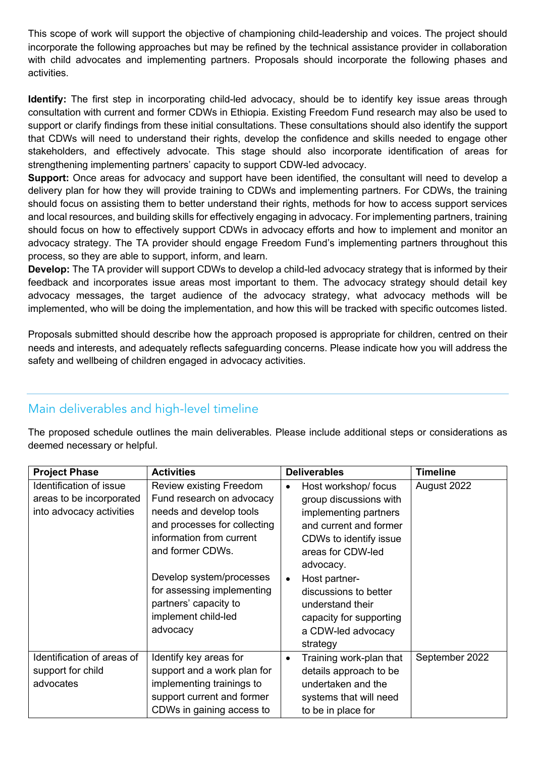This scope of work will support the objective of championing child-leadership and voices. The project should incorporate the following approaches but may be refined by the technical assistance provider in collaboration with child advocates and implementing partners. Proposals should incorporate the following phases and activities.

**Identify:** The first step in incorporating child-led advocacy, should be to identify key issue areas through consultation with current and former CDWs in Ethiopia. Existing Freedom Fund research may also be used to support or clarify findings from these initial consultations. These consultations should also identify the support that CDWs will need to understand their rights, develop the confidence and skills needed to engage other stakeholders, and effectively advocate. This stage should also incorporate identification of areas for strengthening implementing partners' capacity to support CDW-led advocacy.

**Support:** Once areas for advocacy and support have been identified, the consultant will need to develop a delivery plan for how they will provide training to CDWs and implementing partners. For CDWs, the training should focus on assisting them to better understand their rights, methods for how to access support services and local resources, and building skills for effectively engaging in advocacy. For implementing partners, training should focus on how to effectively support CDWs in advocacy efforts and how to implement and monitor an advocacy strategy. The TA provider should engage Freedom Fund's implementing partners throughout this process, so they are able to support, inform, and learn.

**Develop:** The TA provider will support CDWs to develop a child-led advocacy strategy that is informed by their feedback and incorporates issue areas most important to them. The advocacy strategy should detail key advocacy messages, the target audience of the advocacy strategy, what advocacy methods will be implemented, who will be doing the implementation, and how this will be tracked with specific outcomes listed.

Proposals submitted should describe how the approach proposed is appropriate for children, centred on their needs and interests, and adequately reflects safeguarding concerns. Please indicate how you will address the safety and wellbeing of children engaged in advocacy activities.

## Main deliverables and high-level timeline

The proposed schedule outlines the main deliverables. Please include additional steps or considerations as deemed necessary or helpful.

| Project Phase | Activities | Deliverables | Timeline |
|---|---|---|---|
| Identification of issue areas to be incorporated into advocacy activities | Review existing Freedom Fund research on advocacy needs and develop tools and processes for collecting information from current and former CDWs.<br><br>Develop system/processes for assessing implementing partners' capacity to implement child-led advocacy | • Host workshop/ focus group discussions with implementing partners and current and former CDWs to identify issue areas for CDW-led advocacy.<br>• Host partner-discussions to better understand their capacity for supporting a CDW-led advocacy strategy | August 2022 |
| Identification of areas of support for child advocates | Identify key areas for support and a work plan for implementing trainings to support current and former CDWs in gaining access to | • Training work-plan that details approach to be undertaken and the systems that will need to be in place for | September 2022 |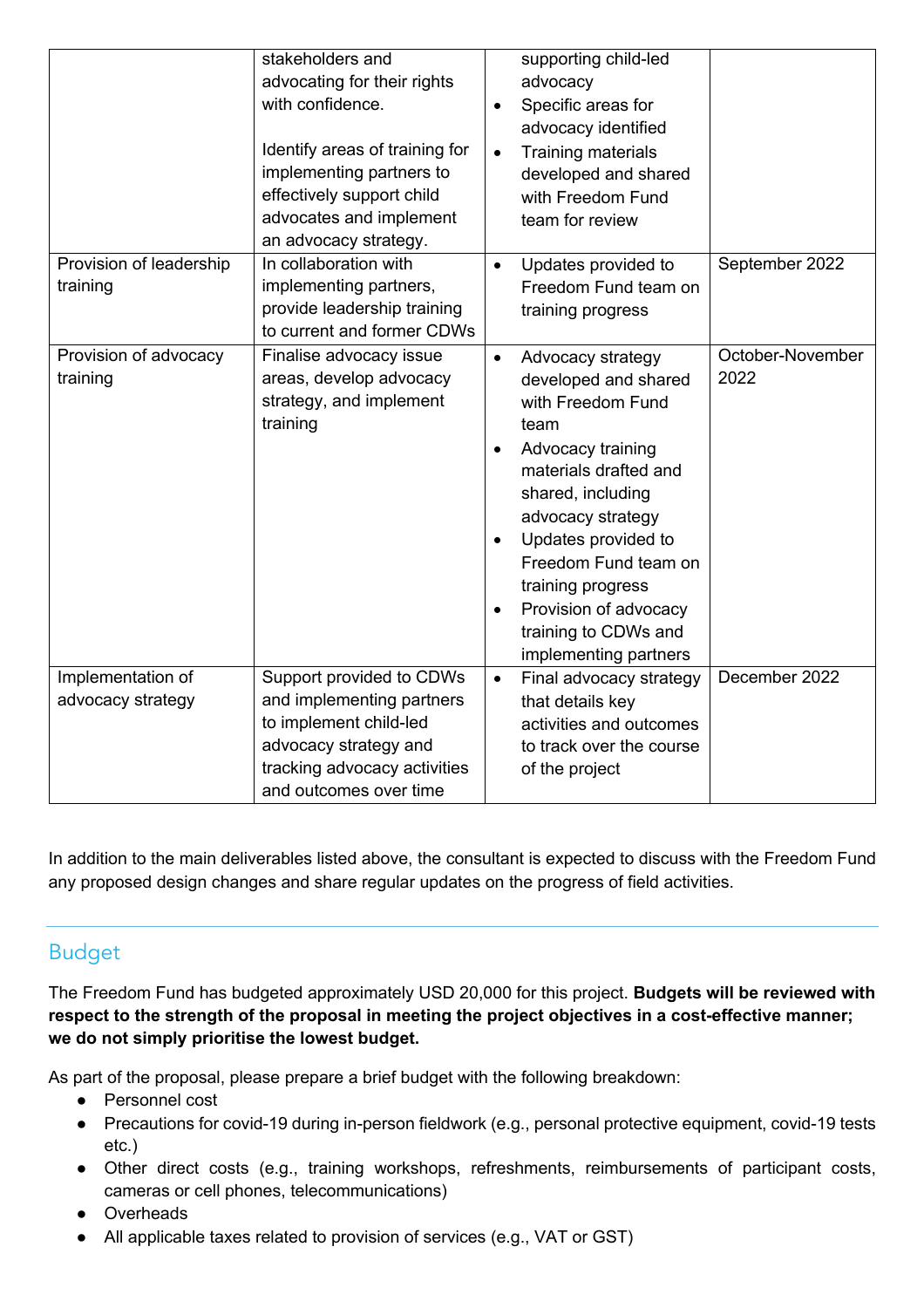| | stakeholders and advocating for their rights with confidence.<br><br>Identify areas of training for implementing partners to effectively support child advocates and implement an advocacy strategy. | • supporting child-led advocacy<br>• Specific areas for advocacy identified<br>• Training materials developed and shared with Freedom Fund team for review | |
|---|---|---|---|
| Provision of leadership training | In collaboration with implementing partners, provide leadership training to current and former CDWs | • Updates provided to Freedom Fund team on training progress | September 2022 |
| Provision of advocacy training | Finalise advocacy issue areas, develop advocacy strategy, and implement training | • Advocacy strategy developed and shared with Freedom Fund team<br>• Advocacy training materials drafted and shared, including advocacy strategy<br>• Updates provided to Freedom Fund team on training progress<br>• Provision of advocacy training to CDWs and implementing partners | October-November 2022 |
| Implementation of advocacy strategy | Support provided to CDWs and implementing partners to implement child-led advocacy strategy and tracking advocacy activities and outcomes over time | • Final advocacy strategy that details key activities and outcomes to track over the course of the project | December 2022 |

In addition to the main deliverables listed above, the consultant is expected to discuss with the Freedom Fund any proposed design changes and share regular updates on the progress of field activities.

## Budget

The Freedom Fund has budgeted approximately USD 20,000 for this project. **Budgets will be reviewed with respect to the strength of the proposal in meeting the project objectives in a cost-effective manner; we do not simply prioritise the lowest budget.**

As part of the proposal, please prepare a brief budget with the following breakdown:

- Personnel cost
- Precautions for covid-19 during in-person fieldwork (e.g., personal protective equipment, covid-19 tests etc.)
- Other direct costs (e.g., training workshops, refreshments, reimbursements of participant costs, cameras or cell phones, telecommunications)
- Overheads
- All applicable taxes related to provision of services (e.g., VAT or GST)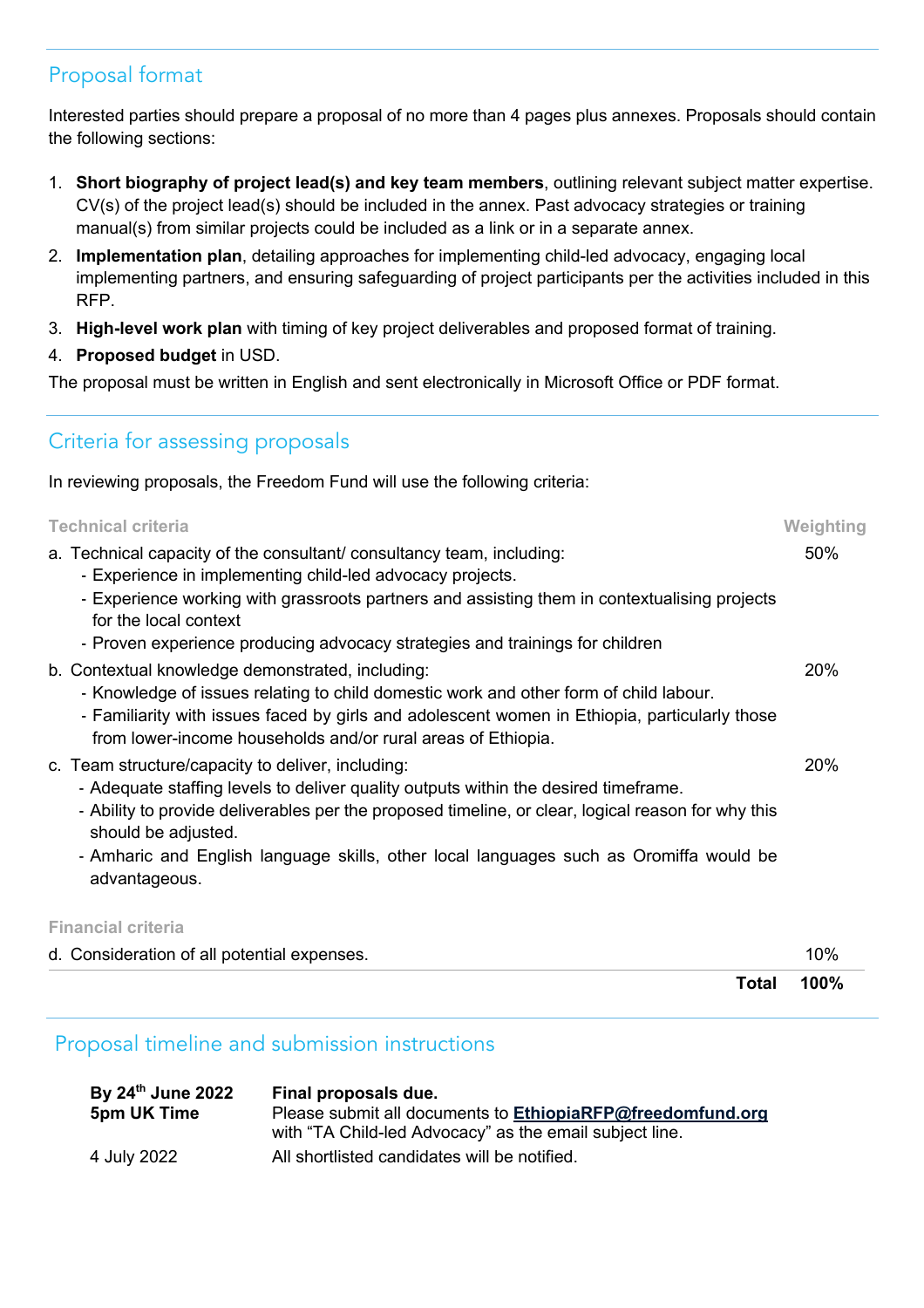## Proposal format

Interested parties should prepare a proposal of no more than 4 pages plus annexes. Proposals should contain the following sections:

1. **Short biography of project lead(s) and key team members**, outlining relevant subject matter expertise. CV(s) of the project lead(s) should be included in the annex. Past advocacy strategies or training manual(s) from similar projects could be included as a link or in a separate annex.
2. **Implementation plan**, detailing approaches for implementing child-led advocacy, engaging local implementing partners, and ensuring safeguarding of project participants per the activities included in this RFP.
3. **High-level work plan** with timing of key project deliverables and proposed format of training.
4. **Proposed budget** in USD.

The proposal must be written in English and sent electronically in Microsoft Office or PDF format.

## Criteria for assessing proposals

In reviewing proposals, the Freedom Fund will use the following criteria:

| Technical criteria | Weighting |
|---|---|
| a. Technical capacity of the consultant/ consultancy team, including:<br>- Experience in implementing child-led advocacy projects.<br>- Experience working with grassroots partners and assisting them in contextualising projects for the local context<br>- Proven experience producing advocacy strategies and trainings for children | 50% |
| b. Contextual knowledge demonstrated, including:<br>- Knowledge of issues relating to child domestic work and other form of child labour.<br>- Familiarity with issues faced by girls and adolescent women in Ethiopia, particularly those from lower-income households and/or rural areas of Ethiopia. | 20% |
| c. Team structure/capacity to deliver, including:<br>- Adequate staffing levels to deliver quality outputs within the desired timeframe.<br>- Ability to provide deliverables per the proposed timeline, or clear, logical reason for why this should be adjusted.<br>- Amharic and English language skills, other local languages such as Oromiffa would be advantageous. | 20% |
| **Financial criteria** | |
| d. Consideration of all potential expenses. | 10% |
| **Total** | **100%** |

## Proposal timeline and submission instructions

| | |
|---|---|
| **By 24th June 2022 5pm UK Time** | **Final proposals due.**<br>Please submit all documents to **EthiopiaRFP@freedomfund.org** with "TA Child-led Advocacy" as the email subject line. |
| 4 July 2022 | All shortlisted candidates will be notified. |